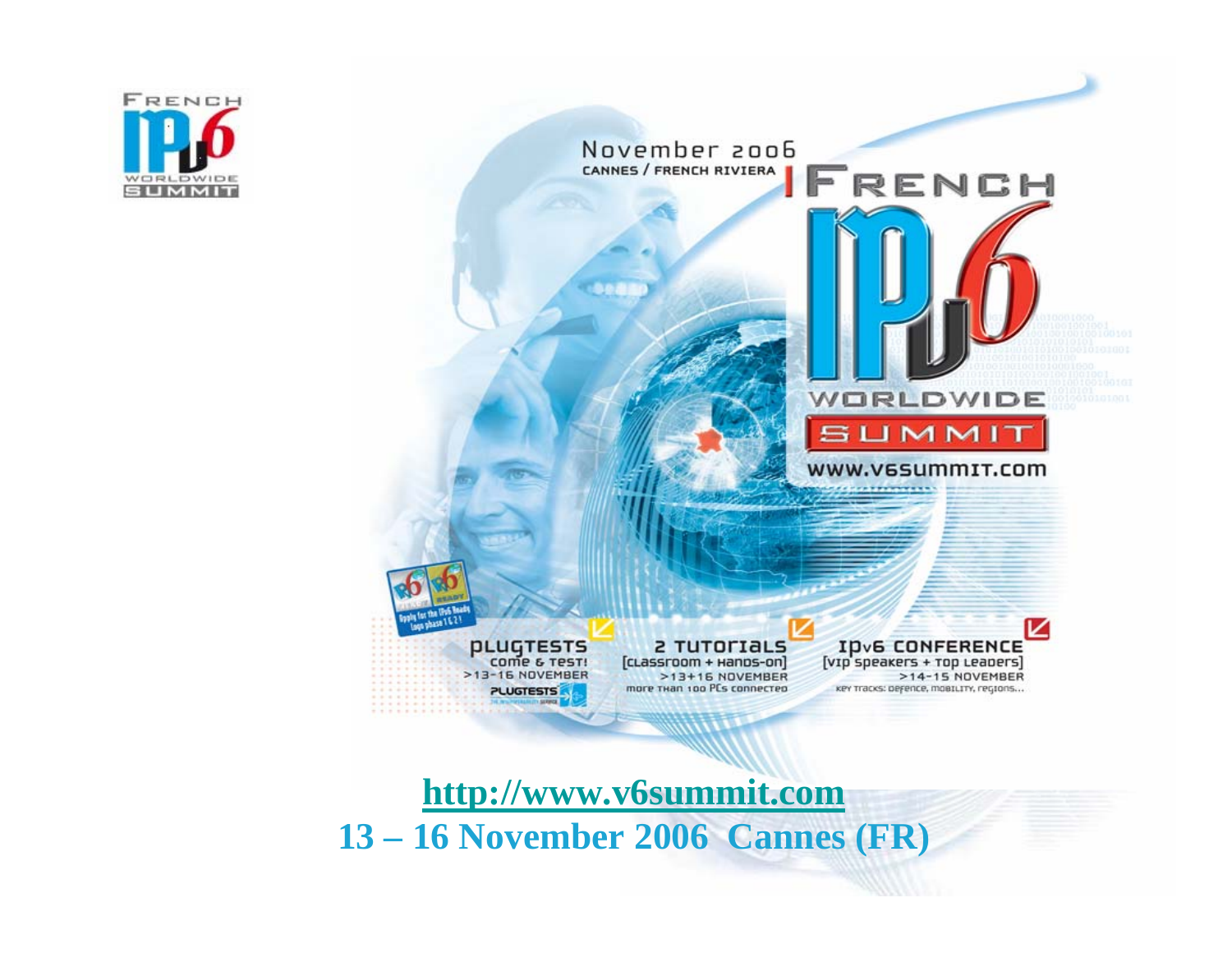FRENCH IPv6 WORLDWIDE SUMMIT

November 2006
CANNES / FRENCH RIVIERA

FRENCH IPv6 WORLDWIDE SUMMIT

www.v6summit.com

Apply for the IPv6 Ready Logo phase 1 & 2!

PLUGTESTS
come & test!
>13-16 NOVEMBER

2 TUTORIALS
[classroom + hands-on]
>13+16 NOVEMBER
more than 100 PCs connected

IPv6 CONFERENCE
[VIP speakers + top leaders]
>14-15 NOVEMBER
Key tracks: Defence, mobility, regions...

**[http://www.v6summit.com](http://www.v6summit.com)**

**13 – 16 November 2006 Cannes (FR)**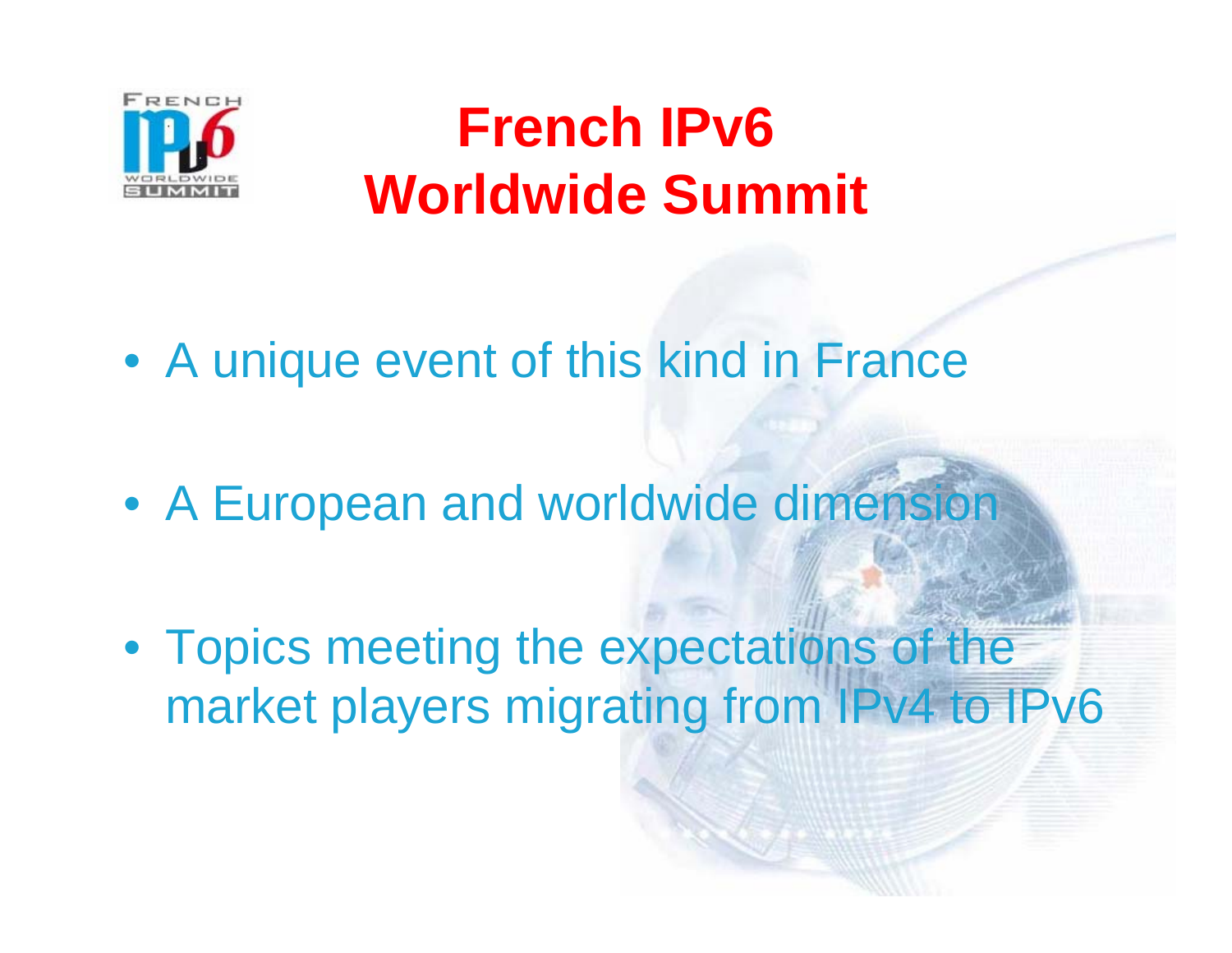# French IPv6 Worldwide Summit

- A unique event of this kind in France
- A European and worldwide dimension
- Topics meeting the expectations of the market players migrating from IPv4 to IPv6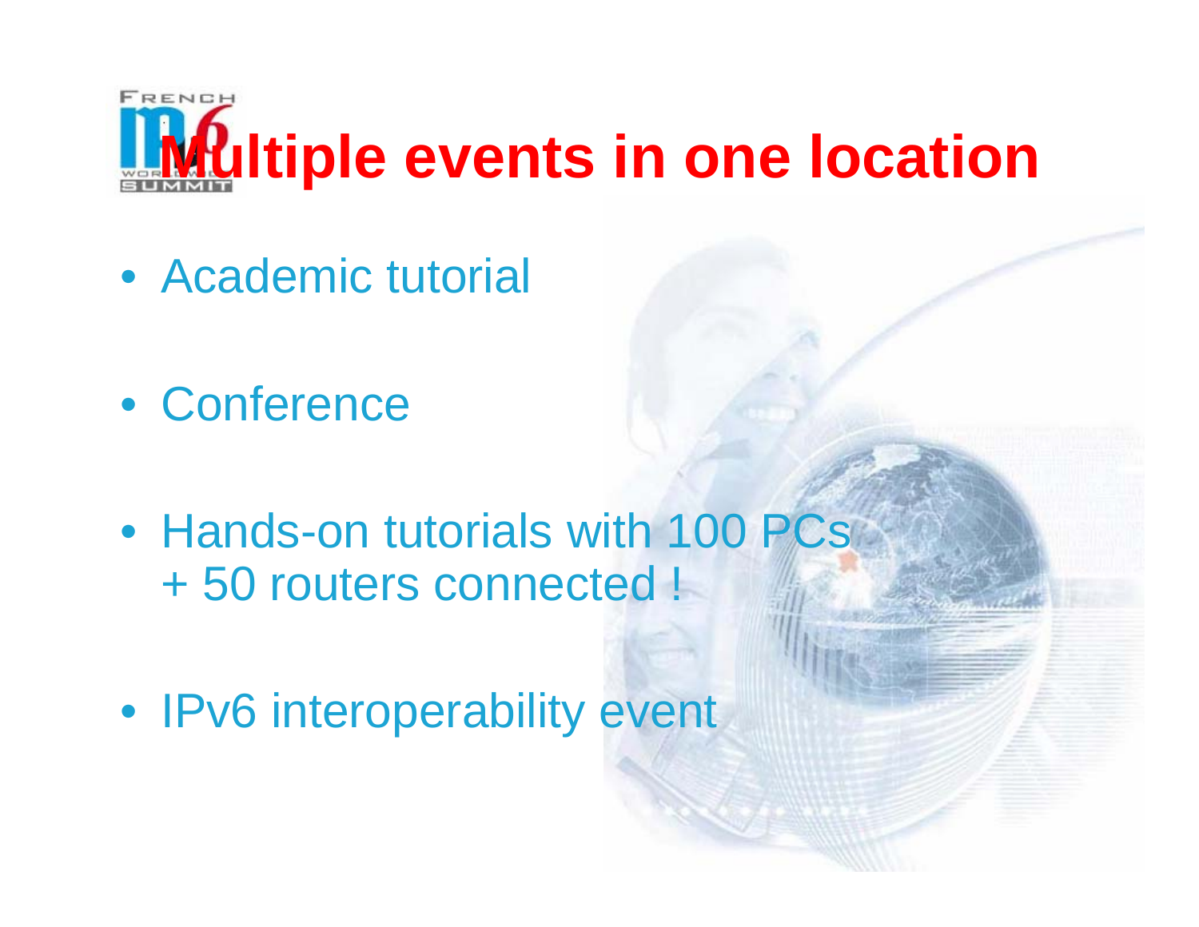# Multiple events in one location

- Academic tutorial
- Conference
- Hands-on tutorials with 100 PCs + 50 routers connected !
- IPv6 interoperability event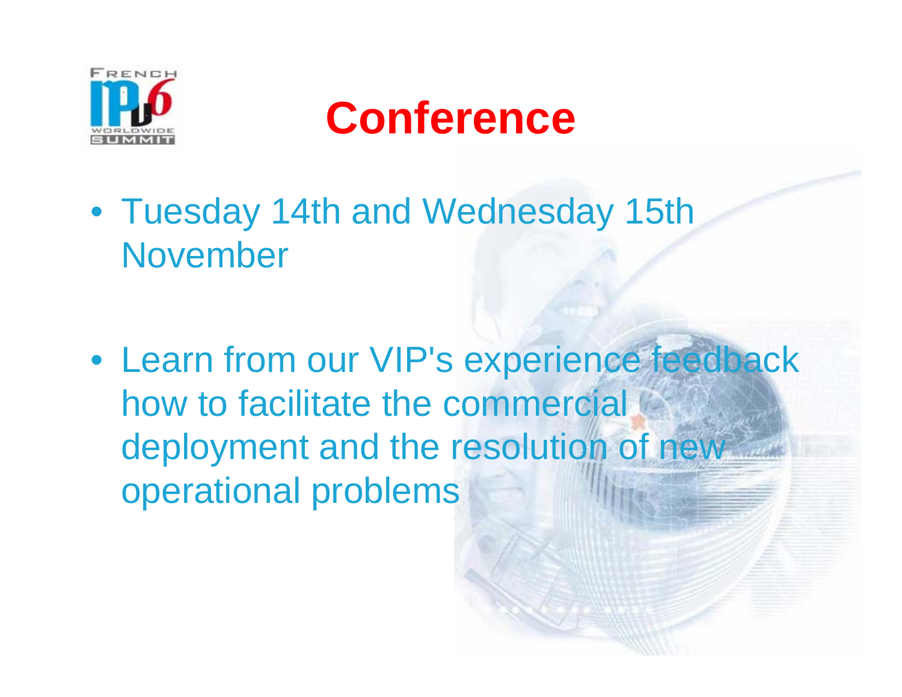# Conference

- Tuesday 14th and Wednesday 15th November
- Learn from our VIP's experience feedback how to facilitate the commercial deployment and the resolution of new operational problems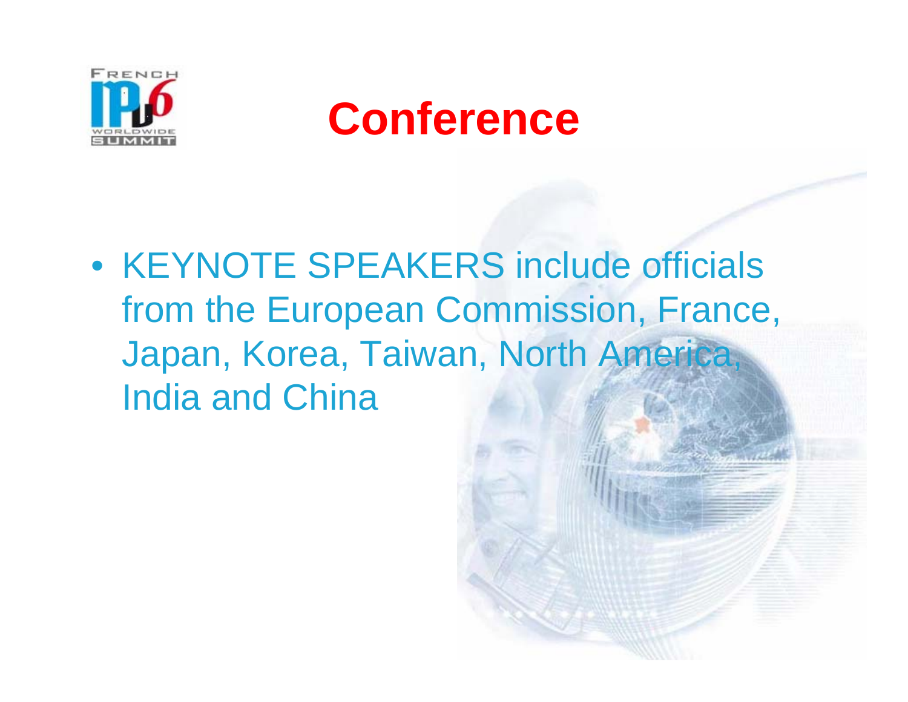# Conference

- KEYNOTE SPEAKERS include officials from the European Commission, France, Japan, Korea, Taiwan, North America, India and China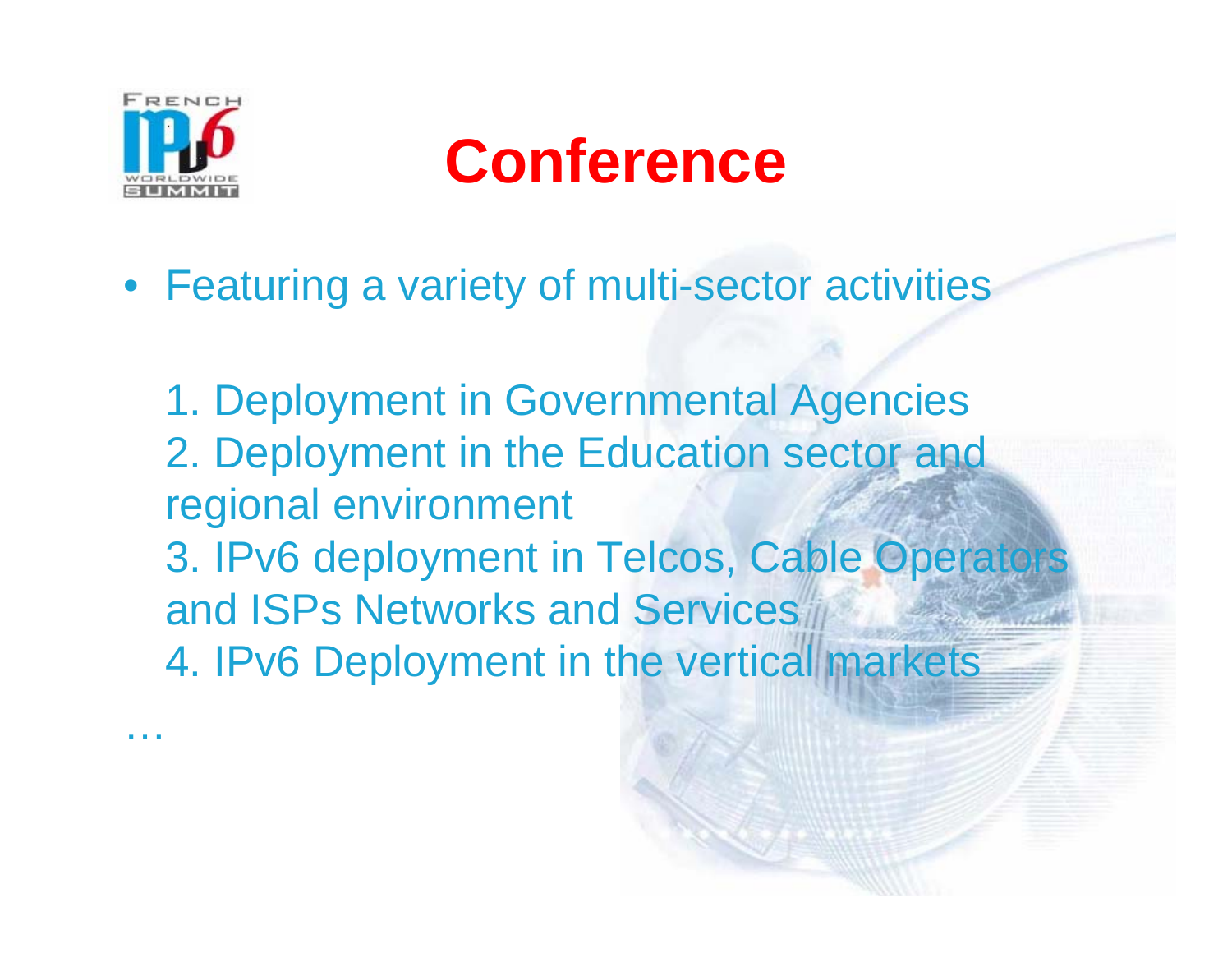# Conference

- Featuring a variety of multi-sector activities

  1. Deployment in Governmental Agencies
  2. Deployment in the Education sector and regional environment
  3. IPv6 deployment in Telcos, Cable Operators and ISPs Networks and Services
  4. IPv6 Deployment in the vertical markets

…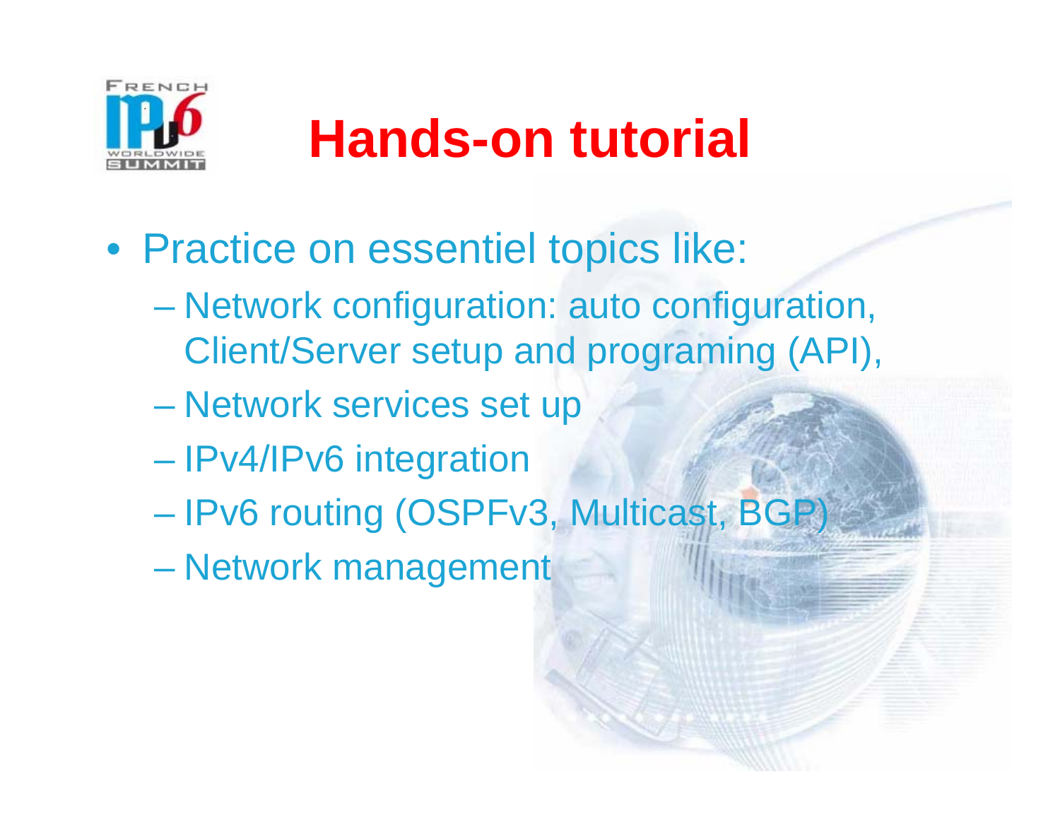# Hands-on tutorial

- Practice on essentiel topics like:
  - Network configuration: auto configuration, Client/Server setup and programing (API),
  - Network services set up
  - IPv4/IPv6 integration
  - IPv6 routing (OSPFv3, Multicast, BGP)
  - Network management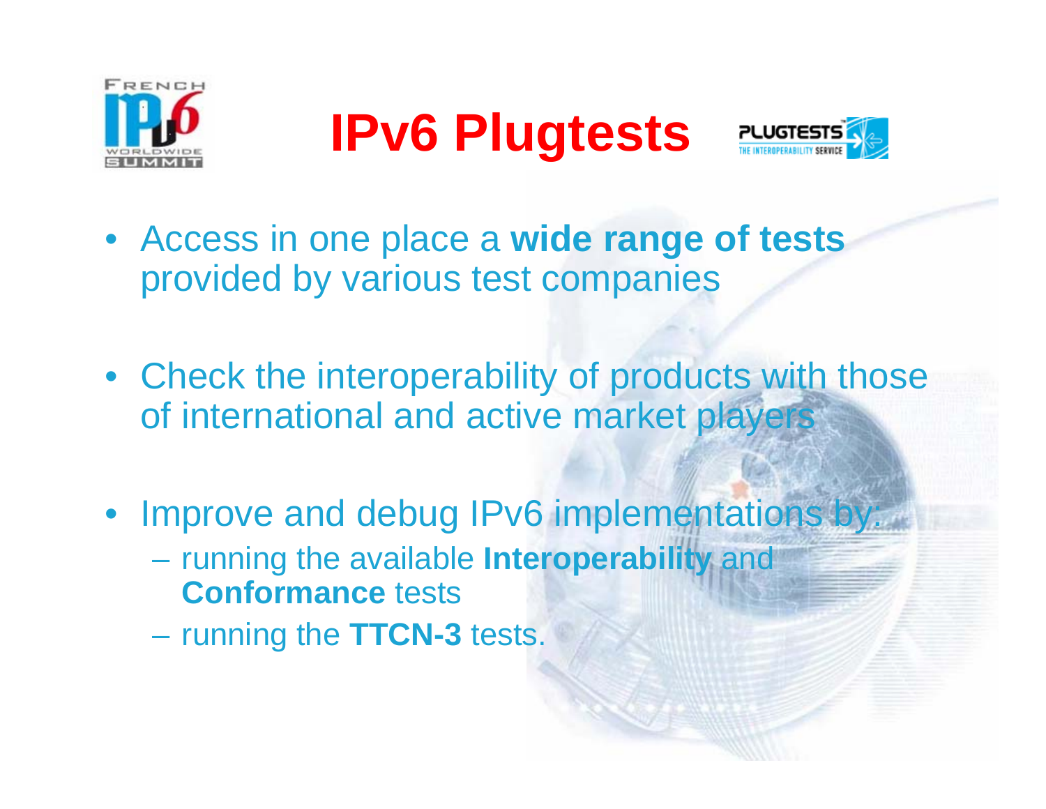# IPv6 Plugtests

- Access in one place a **wide range of tests** provided by various test companies
- Check the interoperability of products with those of international and active market players
- Improve and debug IPv6 implementations by:
  - running the available **Interoperability** and **Conformance** tests
  - running the **TTCN-3** tests.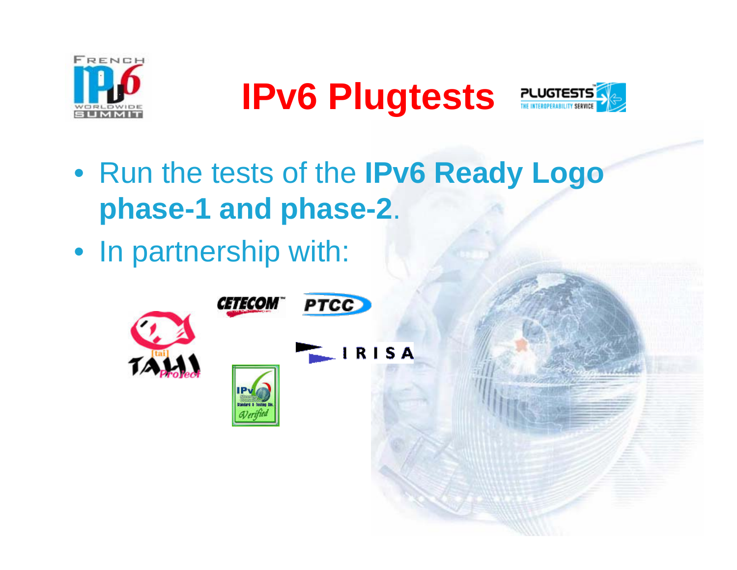# IPv6 Plugtests

- Run the tests of the **IPv6 Ready Logo phase-1 and phase-2**.
- In partnership with: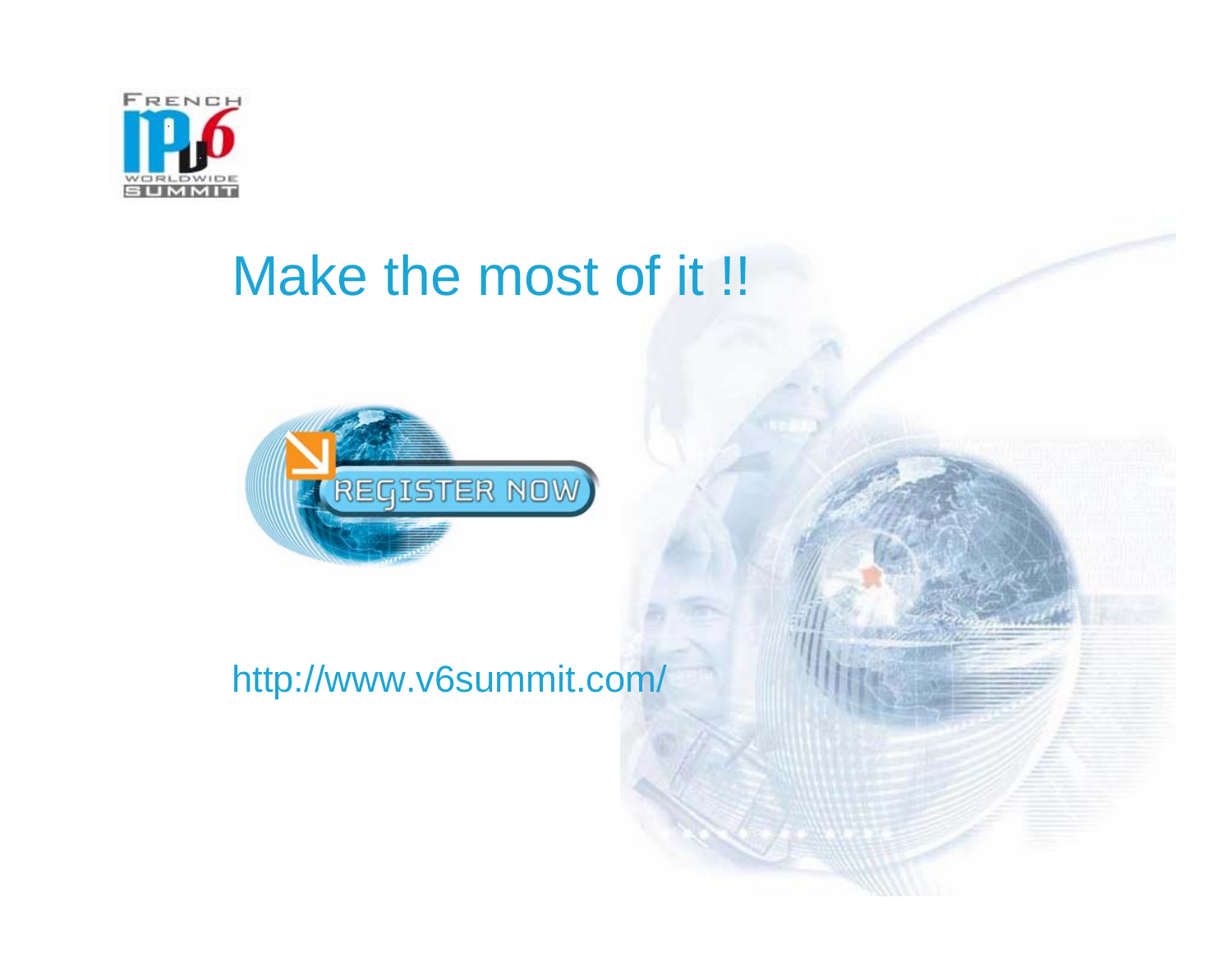# Make the most of it !!

REGISTER NOW

http://www.v6summit.com/